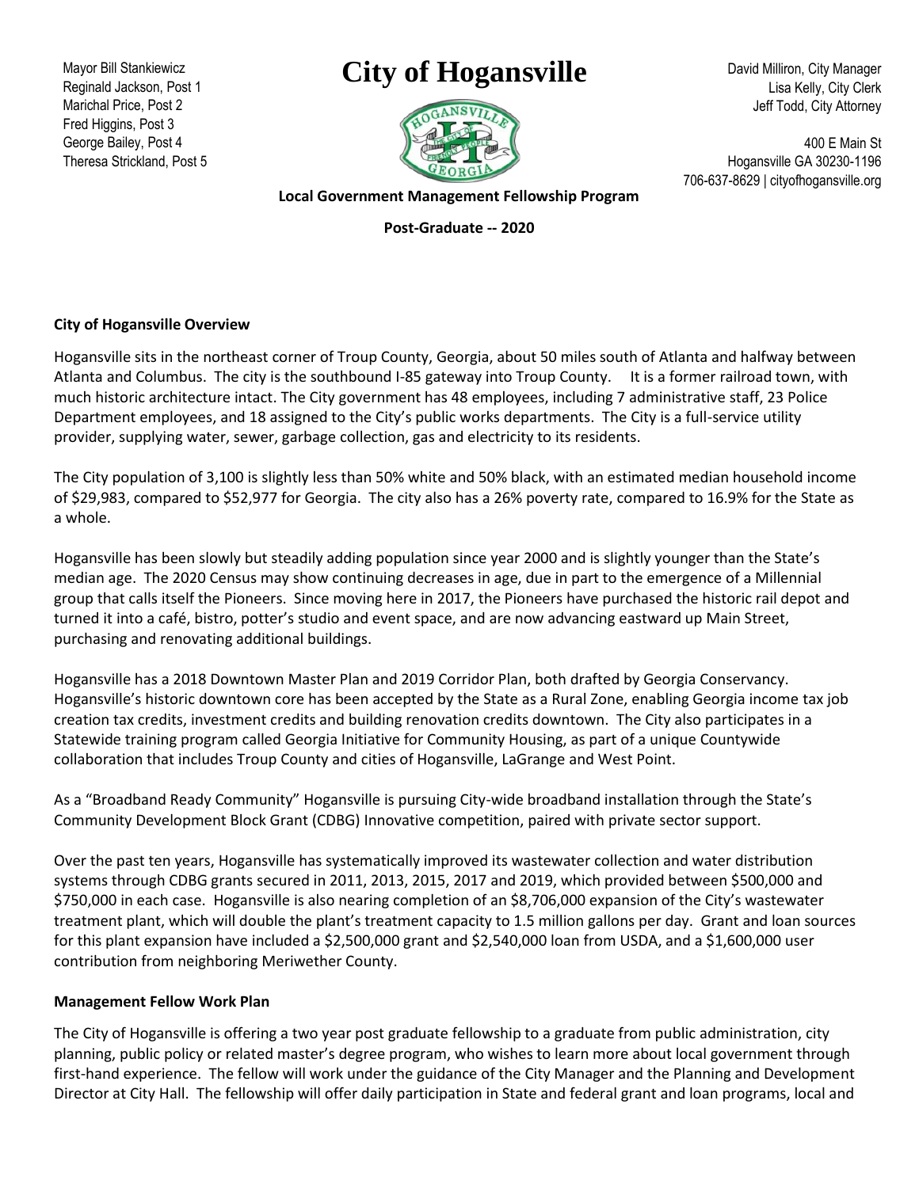Mayor Bill Stankiewicz
Reginald Jackson, Post 1
Marichal Price, Post 2
Fred Higgins, Post 3
George Bailey, Post 4
Theresa Strickland, Post 5

# City of Hogansville

David Milliron, City Manager
Lisa Kelly, City Clerk
Jeff Todd, City Attorney

400 E Main St
Hogansville GA 30230-1196
706-637-8629 | cityofhogansville.org

**Local Government Management Fellowship Program**

**Post-Graduate -- 2020**

### City of Hogansville Overview

Hogansville sits in the northeast corner of Troup County, Georgia, about 50 miles south of Atlanta and halfway between Atlanta and Columbus. The city is the southbound I-85 gateway into Troup County. It is a former railroad town, with much historic architecture intact. The City government has 48 employees, including 7 administrative staff, 23 Police Department employees, and 18 assigned to the City's public works departments. The City is a full-service utility provider, supplying water, sewer, garbage collection, gas and electricity to its residents.

The City population of 3,100 is slightly less than 50% white and 50% black, with an estimated median household income of $29,983, compared to $52,977 for Georgia. The city also has a 26% poverty rate, compared to 16.9% for the State as a whole.

Hogansville has been slowly but steadily adding population since year 2000 and is slightly younger than the State's median age. The 2020 Census may show continuing decreases in age, due in part to the emergence of a Millennial group that calls itself the Pioneers. Since moving here in 2017, the Pioneers have purchased the historic rail depot and turned it into a café, bistro, potter's studio and event space, and are now advancing eastward up Main Street, purchasing and renovating additional buildings.

Hogansville has a 2018 Downtown Master Plan and 2019 Corridor Plan, both drafted by Georgia Conservancy. Hogansville's historic downtown core has been accepted by the State as a Rural Zone, enabling Georgia income tax job creation tax credits, investment credits and building renovation credits downtown. The City also participates in a Statewide training program called Georgia Initiative for Community Housing, as part of a unique Countywide collaboration that includes Troup County and cities of Hogansville, LaGrange and West Point.

As a "Broadband Ready Community" Hogansville is pursuing City-wide broadband installation through the State's Community Development Block Grant (CDBG) Innovative competition, paired with private sector support.

Over the past ten years, Hogansville has systematically improved its wastewater collection and water distribution systems through CDBG grants secured in 2011, 2013, 2015, 2017 and 2019, which provided between $500,000 and $750,000 in each case. Hogansville is also nearing completion of an $8,706,000 expansion of the City's wastewater treatment plant, which will double the plant's treatment capacity to 1.5 million gallons per day. Grant and loan sources for this plant expansion have included a $2,500,000 grant and $2,540,000 loan from USDA, and a $1,600,000 user contribution from neighboring Meriwether County.

### Management Fellow Work Plan

The City of Hogansville is offering a two year post graduate fellowship to a graduate from public administration, city planning, public policy or related master's degree program, who wishes to learn more about local government through first-hand experience. The fellow will work under the guidance of the City Manager and the Planning and Development Director at City Hall. The fellowship will offer daily participation in State and federal grant and loan programs, local and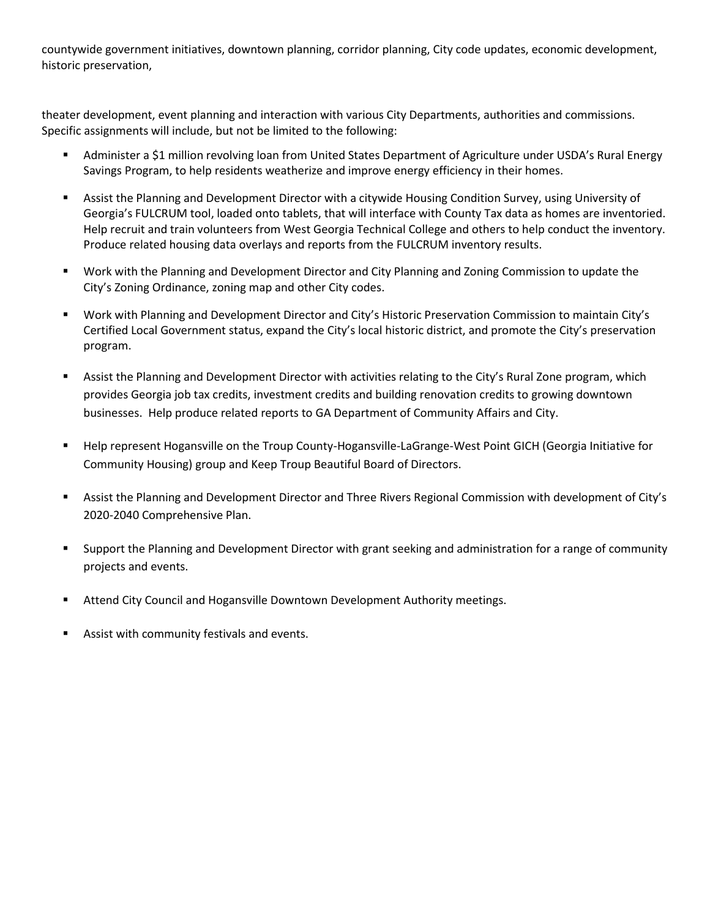countywide government initiatives, downtown planning, corridor planning, City code updates, economic development, historic preservation,

theater development, event planning and interaction with various City Departments, authorities and commissions. Specific assignments will include, but not be limited to the following:

- Administer a $1 million revolving loan from United States Department of Agriculture under USDA's Rural Energy Savings Program, to help residents weatherize and improve energy efficiency in their homes.
- Assist the Planning and Development Director with a citywide Housing Condition Survey, using University of Georgia's FULCRUM tool, loaded onto tablets, that will interface with County Tax data as homes are inventoried. Help recruit and train volunteers from West Georgia Technical College and others to help conduct the inventory. Produce related housing data overlays and reports from the FULCRUM inventory results.
- Work with the Planning and Development Director and City Planning and Zoning Commission to update the City's Zoning Ordinance, zoning map and other City codes.
- Work with Planning and Development Director and City's Historic Preservation Commission to maintain City's Certified Local Government status, expand the City's local historic district, and promote the City's preservation program.
- Assist the Planning and Development Director with activities relating to the City's Rural Zone program, which provides Georgia job tax credits, investment credits and building renovation credits to growing downtown businesses. Help produce related reports to GA Department of Community Affairs and City.
- Help represent Hogansville on the Troup County-Hogansville-LaGrange-West Point GICH (Georgia Initiative for Community Housing) group and Keep Troup Beautiful Board of Directors.
- Assist the Planning and Development Director and Three Rivers Regional Commission with development of City's 2020-2040 Comprehensive Plan.
- Support the Planning and Development Director with grant seeking and administration for a range of community projects and events.
- Attend City Council and Hogansville Downtown Development Authority meetings.
- Assist with community festivals and events.